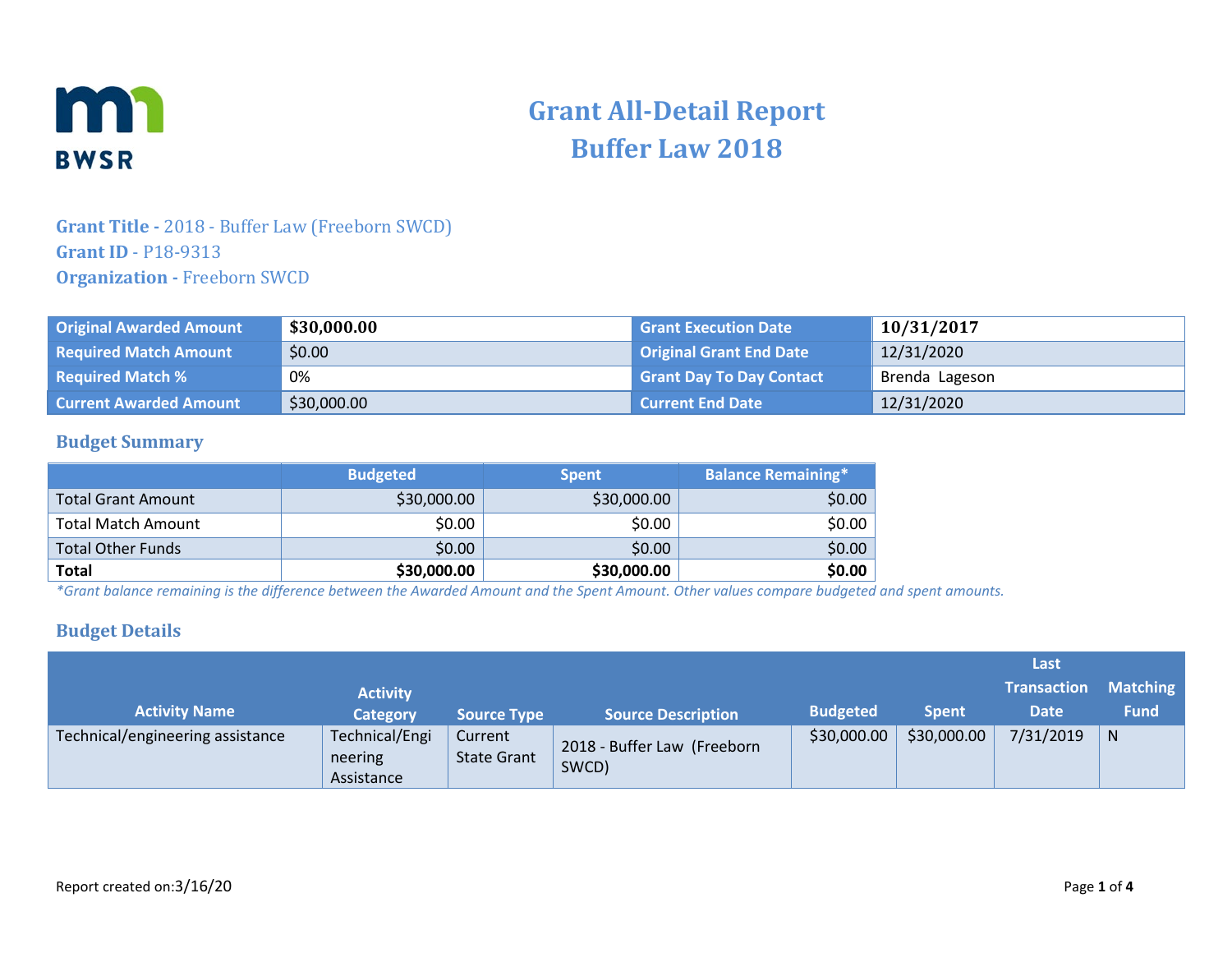# Grant All-Detail Report
# Buffer Law 2018

**Grant Title -** 2018 - Buffer Law (Freeborn SWCD)
**Grant ID** - P18-9313
**Organization -** Freeborn SWCD

| | | | |
|---|---|---|---|
| **Original Awarded Amount** | **$30,000.00** | **Grant Execution Date** | **10/31/2017** |
| **Required Match Amount** | $0.00 | **Original Grant End Date** | 12/31/2020 |
| **Required Match %** | 0% | **Grant Day To Day Contact** | Brenda Lageson |
| **Current Awarded Amount** | $30,000.00 | **Current End Date** | 12/31/2020 |

## Budget Summary

| | Budgeted | Spent | Balance Remaining* |
|---|---|---|---|
| Total Grant Amount | $30,000.00 | $30,000.00 | $0.00 |
| Total Match Amount | $0.00 | $0.00 | $0.00 |
| Total Other Funds | $0.00 | $0.00 | $0.00 |
| **Total** | **$30,000.00** | **$30,000.00** | **$0.00** |

*Grant balance remaining is the difference between the Awarded Amount and the Spent Amount. Other values compare budgeted and spent amounts.*

## Budget Details

| Activity Name | Activity Category | Source Type | Source Description | Budgeted | Spent | Last Transaction Date | Matching Fund |
|---|---|---|---|---|---|---|---|
| Technical/engineering assistance | Technical/Engineering Assistance | Current State Grant | 2018 - Buffer Law (Freeborn SWCD) | $30,000.00 | $30,000.00 | 7/31/2019 | N |

Report created on:3/16/20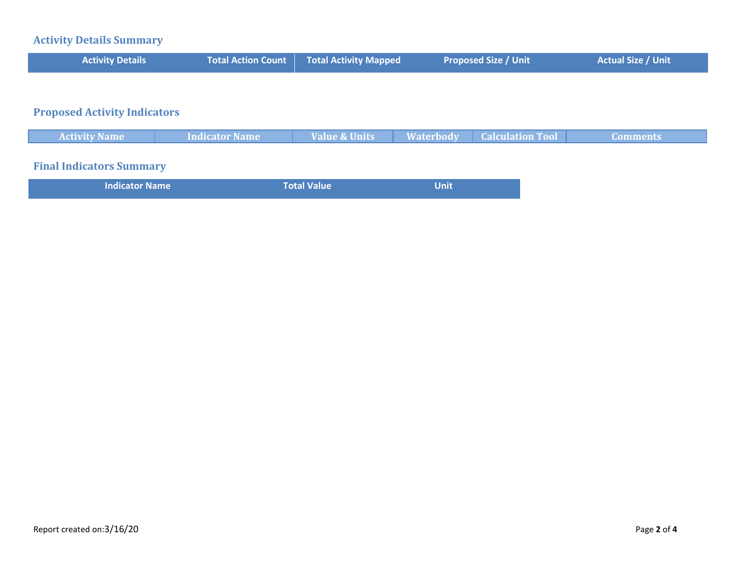## Activity Details Summary

| Activity Details | Total Action Count | Total Activity Mapped | Proposed Size / Unit | Actual Size / Unit |
| --- | --- | --- | --- | --- |

## Proposed Activity Indicators

| Activity Name | Indicator Name | Value & Units | Waterbody | Calculation Tool | Comments |
| --- | --- | --- | --- | --- | --- |

## Final Indicators Summary

| Indicator Name | Total Value | Unit |
| --- | --- | --- |

Report created on:3/16/20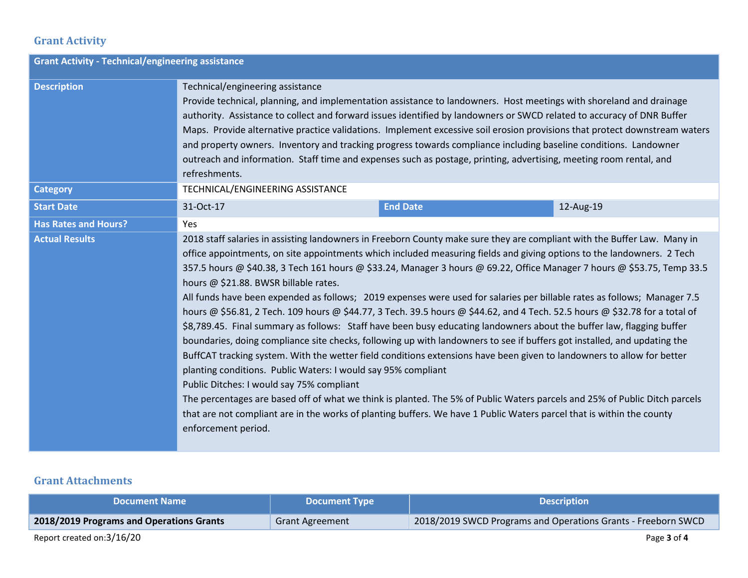## Grant Activity

| Grant Activity - Technical/engineering assistance | | | |
|---|---|---|---|
| **Description** | Technical/engineering assistance<br>Provide technical, planning, and implementation assistance to landowners. Host meetings with shoreland and drainage authority. Assistance to collect and forward issues identified by landowners or SWCD related to accuracy of DNR Buffer Maps. Provide alternative practice validations. Implement excessive soil erosion provisions that protect downstream waters and property owners. Inventory and tracking progress towards compliance including baseline conditions. Landowner outreach and information. Staff time and expenses such as postage, printing, advertising, meeting room rental, and refreshments. | | |
| **Category** | TECHNICAL/ENGINEERING ASSISTANCE | | |
| **Start Date** | 31-Oct-17 | **End Date** | 12-Aug-19 |
| **Has Rates and Hours?** | Yes | | |
| **Actual Results** | 2018 staff salaries in assisting landowners in Freeborn County make sure they are compliant with the Buffer Law. Many in office appointments, on site appointments which included measuring fields and giving options to the landowners. 2 Tech 357.5 hours @ $40.38, 3 Tech 161 hours @ $33.24, Manager 3 hours @ 69.22, Office Manager 7 hours @ $53.75, Temp 33.5 hours @ $21.88. BWSR billable rates.<br>All funds have been expended as follows; 2019 expenses were used for salaries per billable rates as follows; Manager 7.5 hours @ $56.81, 2 Tech. 109 hours @ $44.77, 3 Tech. 39.5 hours @ $44.62, and 4 Tech. 52.5 hours @ $32.78 for a total of $8,789.45. Final summary as follows: Staff have been busy educating landowners about the buffer law, flagging buffer boundaries, doing compliance site checks, following up with landowners to see if buffers got installed, and updating the BuffCAT tracking system. With the wetter field conditions extensions have been given to landowners to allow for better planting conditions. Public Waters: I would say 95% compliant<br>Public Ditches: I would say 75% compliant<br>The percentages are based off of what we think is planted. The 5% of Public Waters parcels and 25% of Public Ditch parcels that are not compliant are in the works of planting buffers. We have 1 Public Waters parcel that is within the county enforcement period. | | |

## Grant Attachments

| Document Name | Document Type | Description |
|---|---|---|
| **2018/2019 Programs and Operations Grants** | Grant Agreement | 2018/2019 SWCD Programs and Operations Grants - Freeborn SWCD |

Report created on:3/16/20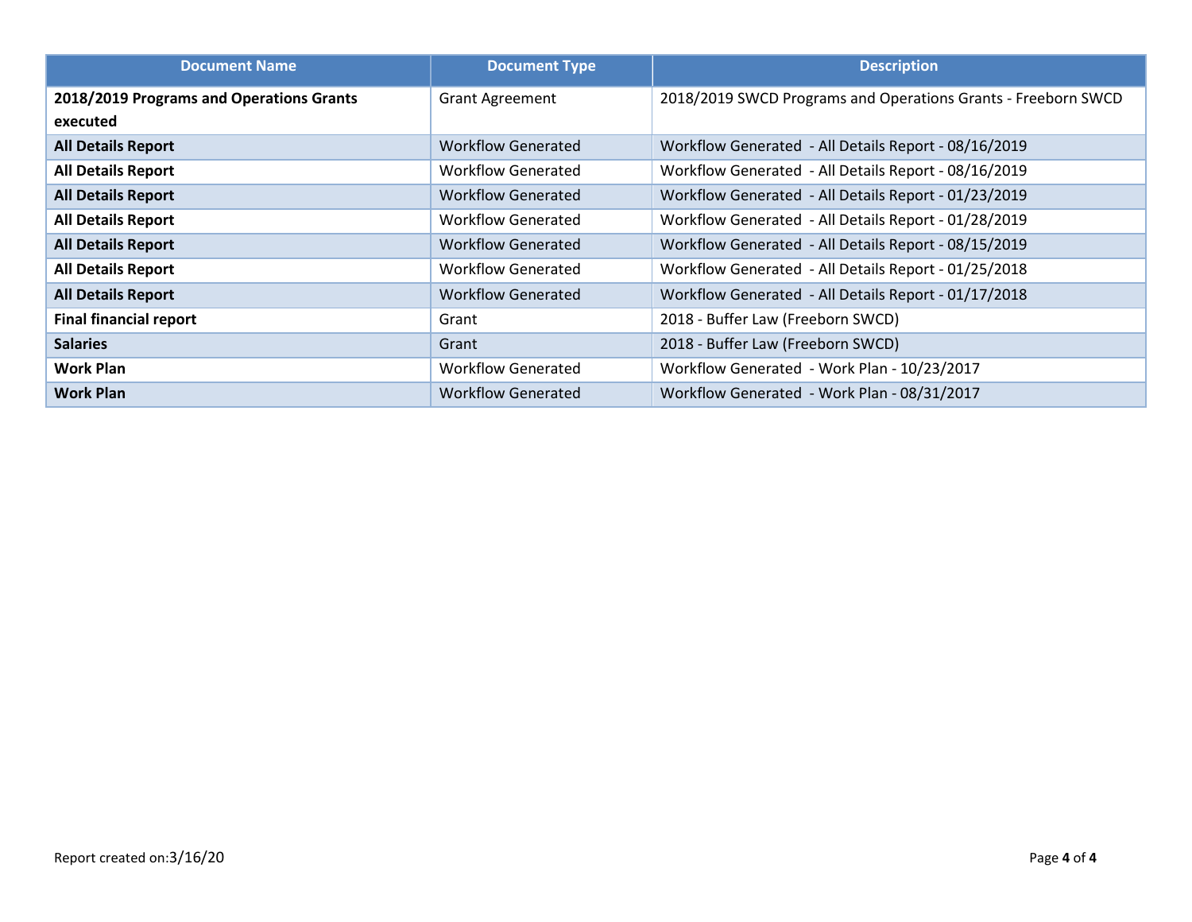| Document Name | Document Type | Description |
| --- | --- | --- |
| **2018/2019 Programs and Operations Grants executed** | Grant Agreement | 2018/2019 SWCD Programs and Operations Grants - Freeborn SWCD |
| **All Details Report** | Workflow Generated | Workflow Generated - All Details Report - 08/16/2019 |
| **All Details Report** | Workflow Generated | Workflow Generated - All Details Report - 08/16/2019 |
| **All Details Report** | Workflow Generated | Workflow Generated - All Details Report - 01/23/2019 |
| **All Details Report** | Workflow Generated | Workflow Generated - All Details Report - 01/28/2019 |
| **All Details Report** | Workflow Generated | Workflow Generated - All Details Report - 08/15/2019 |
| **All Details Report** | Workflow Generated | Workflow Generated - All Details Report - 01/25/2018 |
| **All Details Report** | Workflow Generated | Workflow Generated - All Details Report - 01/17/2018 |
| **Final financial report** | Grant | 2018 - Buffer Law (Freeborn SWCD) |
| **Salaries** | Grant | 2018 - Buffer Law (Freeborn SWCD) |
| **Work Plan** | Workflow Generated | Workflow Generated - Work Plan - 10/23/2017 |
| **Work Plan** | Workflow Generated | Workflow Generated - Work Plan - 08/31/2017 |

Report created on:3/16/20